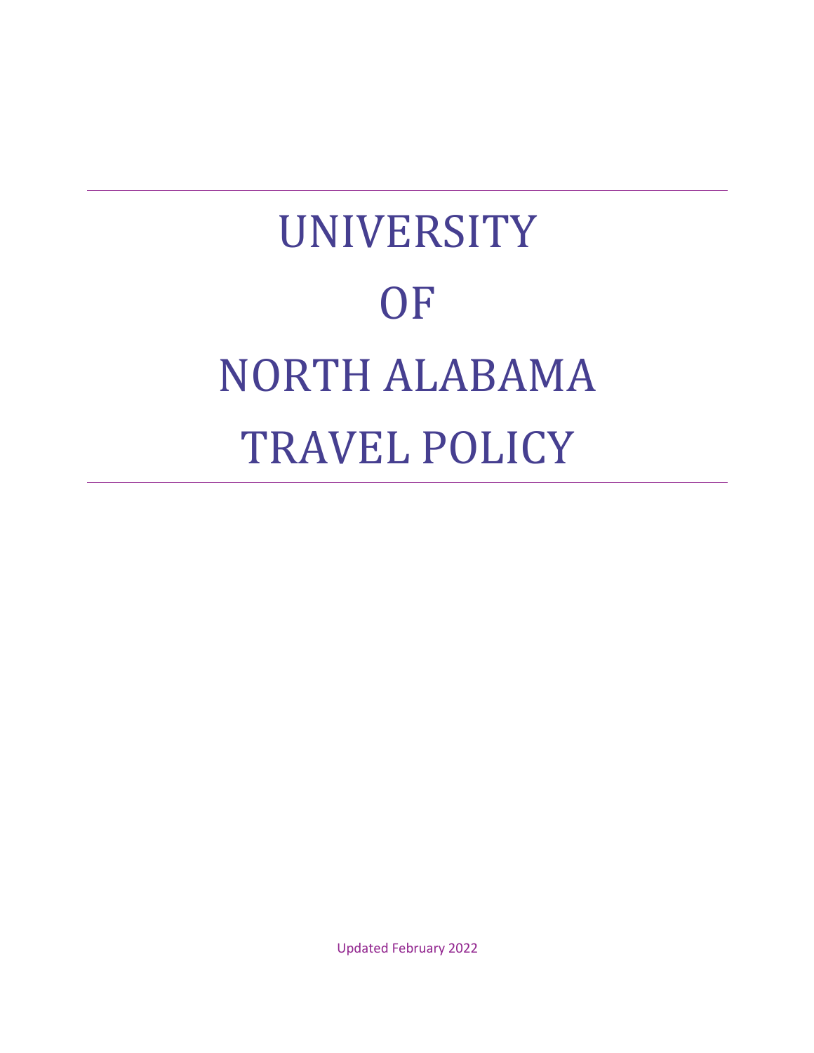# UNIVERSITY OF NORTH ALABAMA TRAVEL POLICY

Updated February 2022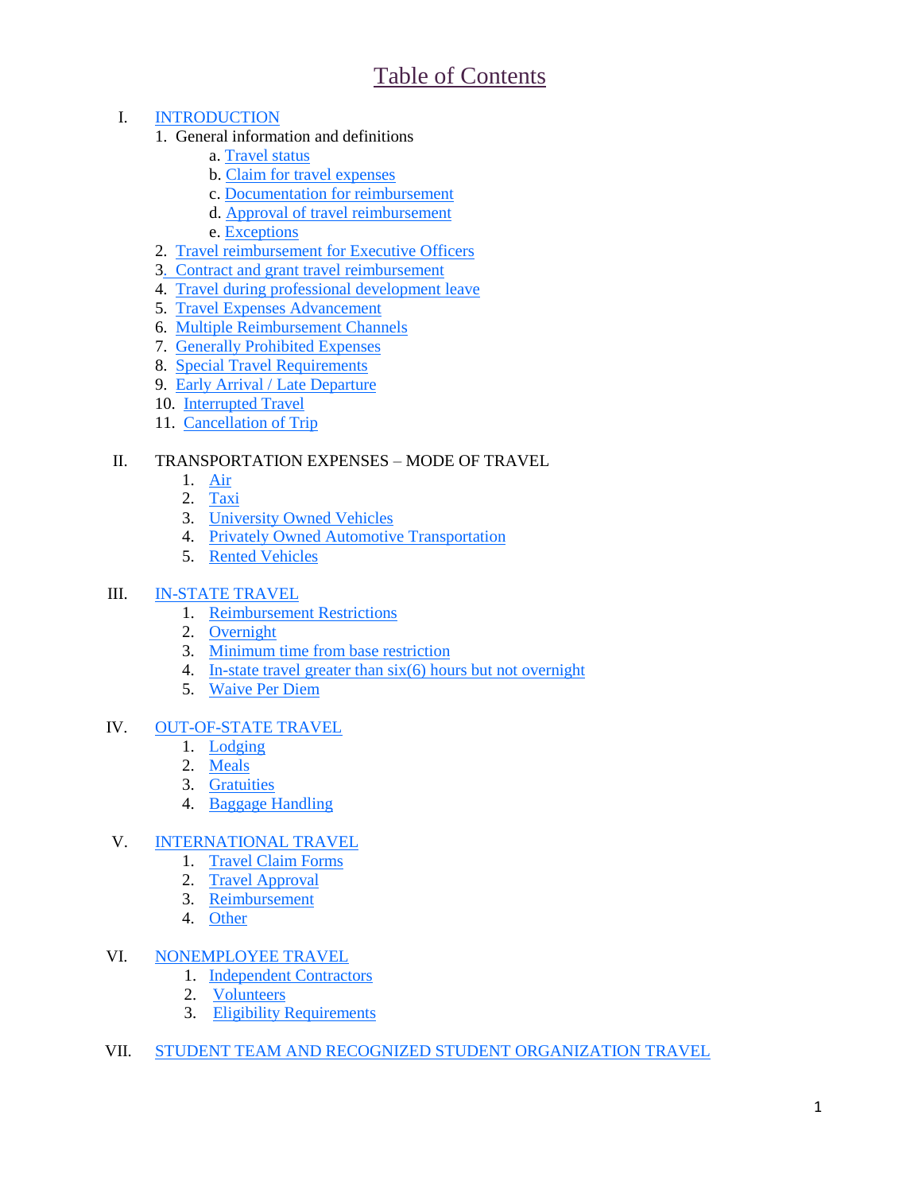# Table of Contents

I. INTRODUCTION

1. General information and definitions
    - a. Travel status
    - b. Claim for travel expenses
    - c. Documentation for reimbursement
    - d. Approval of travel reimbursement
    - e. Exceptions
2. Travel reimbursement for Executive Officers
3. Contract and grant travel reimbursement
4. Travel during professional development leave
5. Travel Expenses Advancement
6. Multiple Reimbursement Channels
7. Generally Prohibited Expenses
8. Special Travel Requirements
9. Early Arrival / Late Departure
10. Interrupted Travel
11. Cancellation of Trip

II. TRANSPORTATION EXPENSES – MODE OF TRAVEL

1. Air
2. Taxi
3. University Owned Vehicles
4. Privately Owned Automotive Transportation
5. Rented Vehicles

III. IN-STATE TRAVEL

1. Reimbursement Restrictions
2. Overnight
3. Minimum time from base restriction
4. In-state travel greater than six(6) hours but not overnight
5. Waive Per Diem

IV. OUT-OF-STATE TRAVEL

1. Lodging
2. Meals
3. Gratuities
4. Baggage Handling

V. INTERNATIONAL TRAVEL

1. Travel Claim Forms
2. Travel Approval
3. Reimbursement
4. Other

VI. NONEMPLOYEE TRAVEL

1. Independent Contractors
2. Volunteers
3. Eligibility Requirements

VII. STUDENT TEAM AND RECOGNIZED STUDENT ORGANIZATION TRAVEL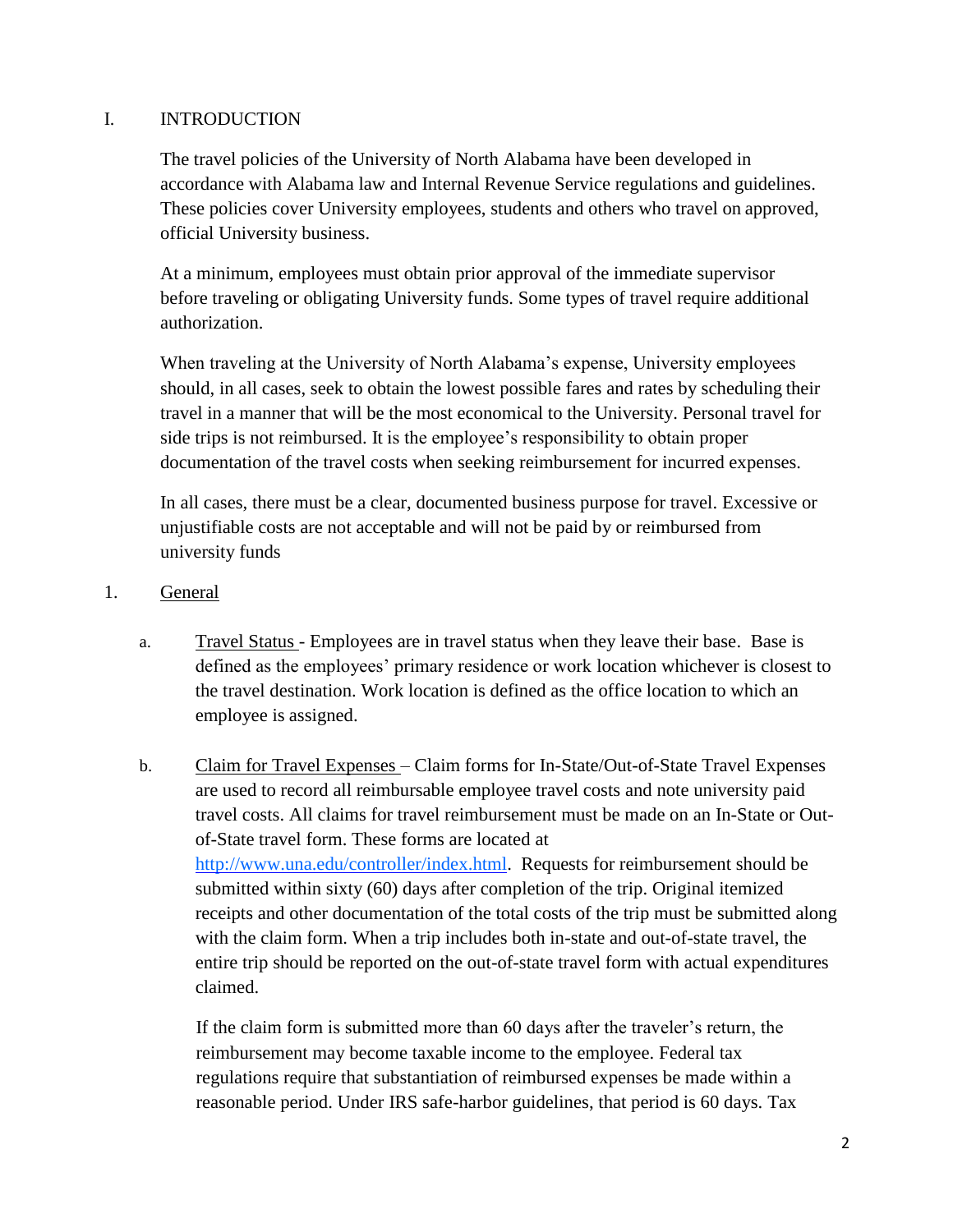# I. INTRODUCTION

The travel policies of the University of North Alabama have been developed in accordance with Alabama law and Internal Revenue Service regulations and guidelines. These policies cover University employees, students and others who travel on approved, official University business.

At a minimum, employees must obtain prior approval of the immediate supervisor before traveling or obligating University funds. Some types of travel require additional authorization.

When traveling at the University of North Alabama's expense, University employees should, in all cases, seek to obtain the lowest possible fares and rates by scheduling their travel in a manner that will be the most economical to the University. Personal travel for side trips is not reimbursed. It is the employee's responsibility to obtain proper documentation of the travel costs when seeking reimbursement for incurred expenses.

In all cases, there must be a clear, documented business purpose for travel. Excessive or unjustifiable costs are not acceptable and will not be paid by or reimbursed from university funds

## 1. General

a. Travel Status - Employees are in travel status when they leave their base. Base is defined as the employees' primary residence or work location whichever is closest to the travel destination. Work location is defined as the office location to which an employee is assigned.

b. Claim for Travel Expenses – Claim forms for In-State/Out-of-State Travel Expenses are used to record all reimbursable employee travel costs and note university paid travel costs. All claims for travel reimbursement must be made on an In-State or Out-of-State travel form. These forms are located at http://www.una.edu/controller/index.html. Requests for reimbursement should be submitted within sixty (60) days after completion of the trip. Original itemized receipts and other documentation of the total costs of the trip must be submitted along with the claim form. When a trip includes both in-state and out-of-state travel, the entire trip should be reported on the out-of-state travel form with actual expenditures claimed.

If the claim form is submitted more than 60 days after the traveler's return, the reimbursement may become taxable income to the employee. Federal tax regulations require that substantiation of reimbursed expenses be made within a reasonable period. Under IRS safe-harbor guidelines, that period is 60 days. Tax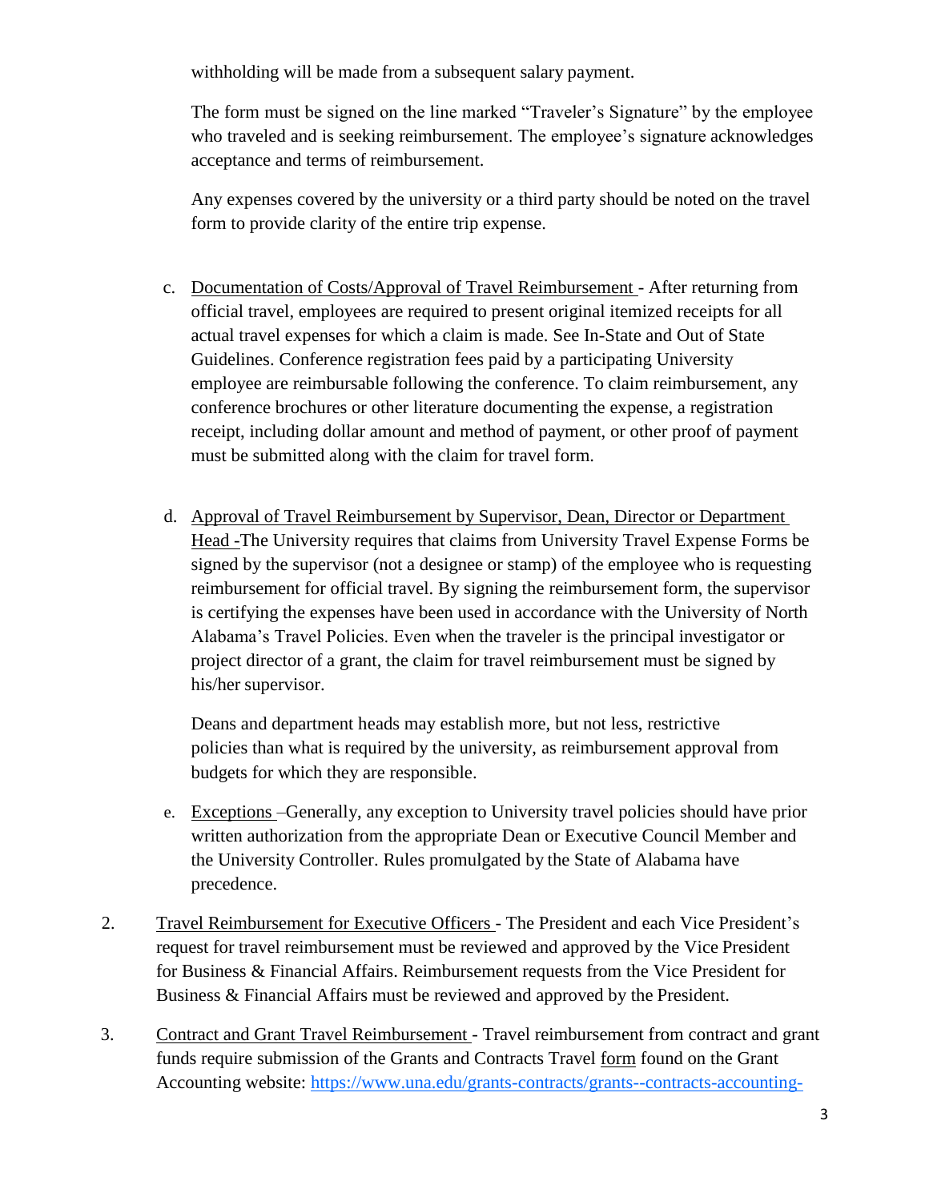withholding will be made from a subsequent salary payment.

The form must be signed on the line marked "Traveler's Signature" by the employee who traveled and is seeking reimbursement. The employee's signature acknowledges acceptance and terms of reimbursement.

Any expenses covered by the university or a third party should be noted on the travel form to provide clarity of the entire trip expense.

c. Documentation of Costs/Approval of Travel Reimbursement - After returning from official travel, employees are required to present original itemized receipts for all actual travel expenses for which a claim is made. See In-State and Out of State Guidelines. Conference registration fees paid by a participating University employee are reimbursable following the conference. To claim reimbursement, any conference brochures or other literature documenting the expense, a registration receipt, including dollar amount and method of payment, or other proof of payment must be submitted along with the claim for travel form.

d. Approval of Travel Reimbursement by Supervisor, Dean, Director or Department Head -The University requires that claims from University Travel Expense Forms be signed by the supervisor (not a designee or stamp) of the employee who is requesting reimbursement for official travel. By signing the reimbursement form, the supervisor is certifying the expenses have been used in accordance with the University of North Alabama's Travel Policies. Even when the traveler is the principal investigator or project director of a grant, the claim for travel reimbursement must be signed by his/her supervisor.

   Deans and department heads may establish more, but not less, restrictive policies than what is required by the university, as reimbursement approval from budgets for which they are responsible.

e. Exceptions –Generally, any exception to University travel policies should have prior written authorization from the appropriate Dean or Executive Council Member and the University Controller. Rules promulgated by the State of Alabama have precedence.

2. Travel Reimbursement for Executive Officers - The President and each Vice President's request for travel reimbursement must be reviewed and approved by the Vice President for Business & Financial Affairs. Reimbursement requests from the Vice President for Business & Financial Affairs must be reviewed and approved by the President.

3. Contract and Grant Travel Reimbursement - Travel reimbursement from contract and grant funds require submission of the Grants and Contracts Travel form found on the Grant Accounting website: https://www.una.edu/grants-contracts/grants--contracts-accounting-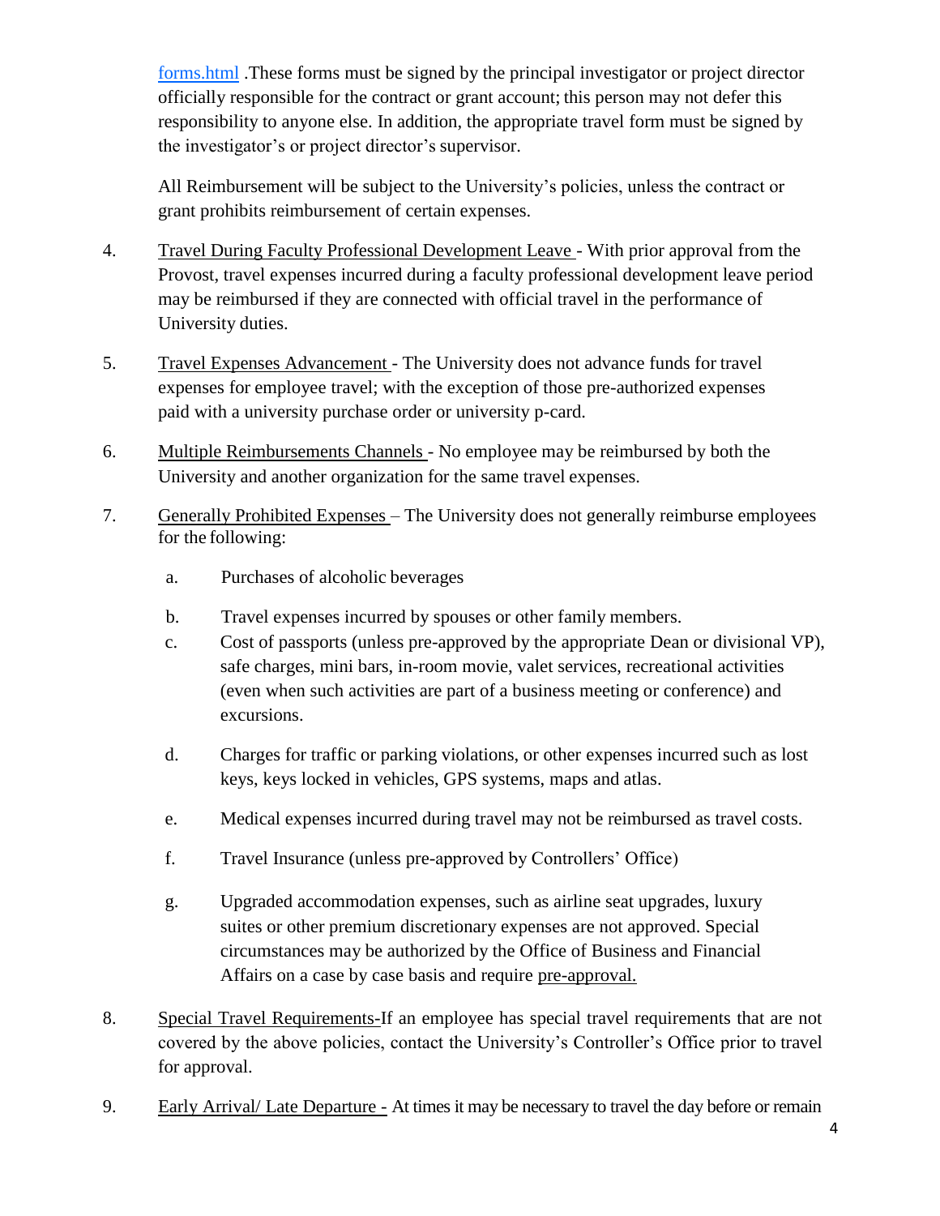forms.html .These forms must be signed by the principal investigator or project director officially responsible for the contract or grant account; this person may not defer this responsibility to anyone else. In addition, the appropriate travel form must be signed by the investigator's or project director's supervisor.

All Reimbursement will be subject to the University's policies, unless the contract or grant prohibits reimbursement of certain expenses.

4. Travel During Faculty Professional Development Leave - With prior approval from the Provost, travel expenses incurred during a faculty professional development leave period may be reimbursed if they are connected with official travel in the performance of University duties.

5. Travel Expenses Advancement - The University does not advance funds for travel expenses for employee travel; with the exception of those pre-authorized expenses paid with a university purchase order or university p-card.

6. Multiple Reimbursements Channels - No employee may be reimbursed by both the University and another organization for the same travel expenses.

7. Generally Prohibited Expenses – The University does not generally reimburse employees for the following:

   a. Purchases of alcoholic beverages

   b. Travel expenses incurred by spouses or other family members.

   c. Cost of passports (unless pre-approved by the appropriate Dean or divisional VP), safe charges, mini bars, in-room movie, valet services, recreational activities (even when such activities are part of a business meeting or conference) and excursions.

   d. Charges for traffic or parking violations, or other expenses incurred such as lost keys, keys locked in vehicles, GPS systems, maps and atlas.

   e. Medical expenses incurred during travel may not be reimbursed as travel costs.

   f. Travel Insurance (unless pre-approved by Controllers' Office)

   g. Upgraded accommodation expenses, such as airline seat upgrades, luxury suites or other premium discretionary expenses are not approved. Special circumstances may be authorized by the Office of Business and Financial Affairs on a case by case basis and require pre-approval.

8. Special Travel Requirements-If an employee has special travel requirements that are not covered by the above policies, contact the University's Controller's Office prior to travel for approval.

9. Early Arrival/ Late Departure - At times it may be necessary to travel the day before or remain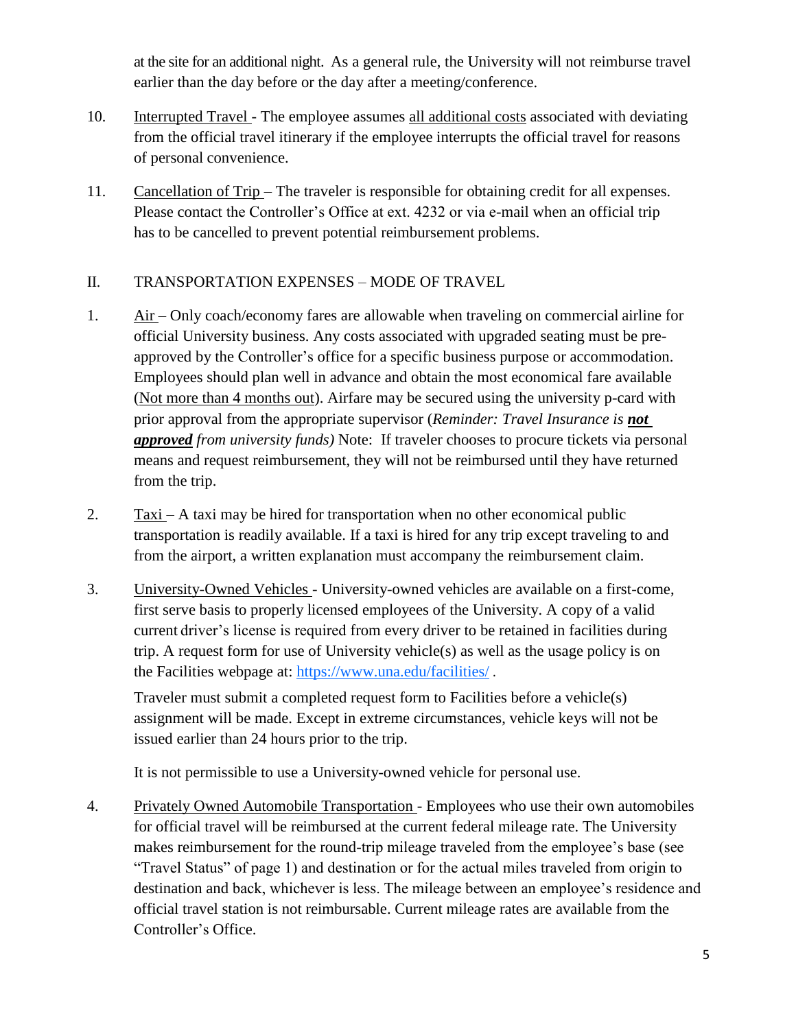at the site for an additional night. As a general rule, the University will not reimburse travel earlier than the day before or the day after a meeting/conference.

10. Interrupted Travel - The employee assumes all additional costs associated with deviating from the official travel itinerary if the employee interrupts the official travel for reasons of personal convenience.

11. Cancellation of Trip – The traveler is responsible for obtaining credit for all expenses. Please contact the Controller's Office at ext. 4232 or via e-mail when an official trip has to be cancelled to prevent potential reimbursement problems.

## II. TRANSPORTATION EXPENSES – MODE OF TRAVEL

1. Air – Only coach/economy fares are allowable when traveling on commercial airline for official University business. Any costs associated with upgraded seating must be pre-approved by the Controller's office for a specific business purpose or accommodation. Employees should plan well in advance and obtain the most economical fare available (Not more than 4 months out). Airfare may be secured using the university p-card with prior approval from the appropriate supervisor (*Reminder: Travel Insurance is **not approved** from university funds)* Note: If traveler chooses to procure tickets via personal means and request reimbursement, they will not be reimbursed until they have returned from the trip.

2. Taxi – A taxi may be hired for transportation when no other economical public transportation is readily available. If a taxi is hired for any trip except traveling to and from the airport, a written explanation must accompany the reimbursement claim.

3. University-Owned Vehicles - University-owned vehicles are available on a first-come, first serve basis to properly licensed employees of the University. A copy of a valid current driver's license is required from every driver to be retained in facilities during trip. A request form for use of University vehicle(s) as well as the usage policy is on the Facilities webpage at: https://www.una.edu/facilities/ .

   Traveler must submit a completed request form to Facilities before a vehicle(s) assignment will be made. Except in extreme circumstances, vehicle keys will not be issued earlier than 24 hours prior to the trip.

   It is not permissible to use a University-owned vehicle for personal use.

4. Privately Owned Automobile Transportation - Employees who use their own automobiles for official travel will be reimbursed at the current federal mileage rate. The University makes reimbursement for the round-trip mileage traveled from the employee's base (see "Travel Status" of page 1) and destination or for the actual miles traveled from origin to destination and back, whichever is less. The mileage between an employee's residence and official travel station is not reimbursable. Current mileage rates are available from the Controller's Office.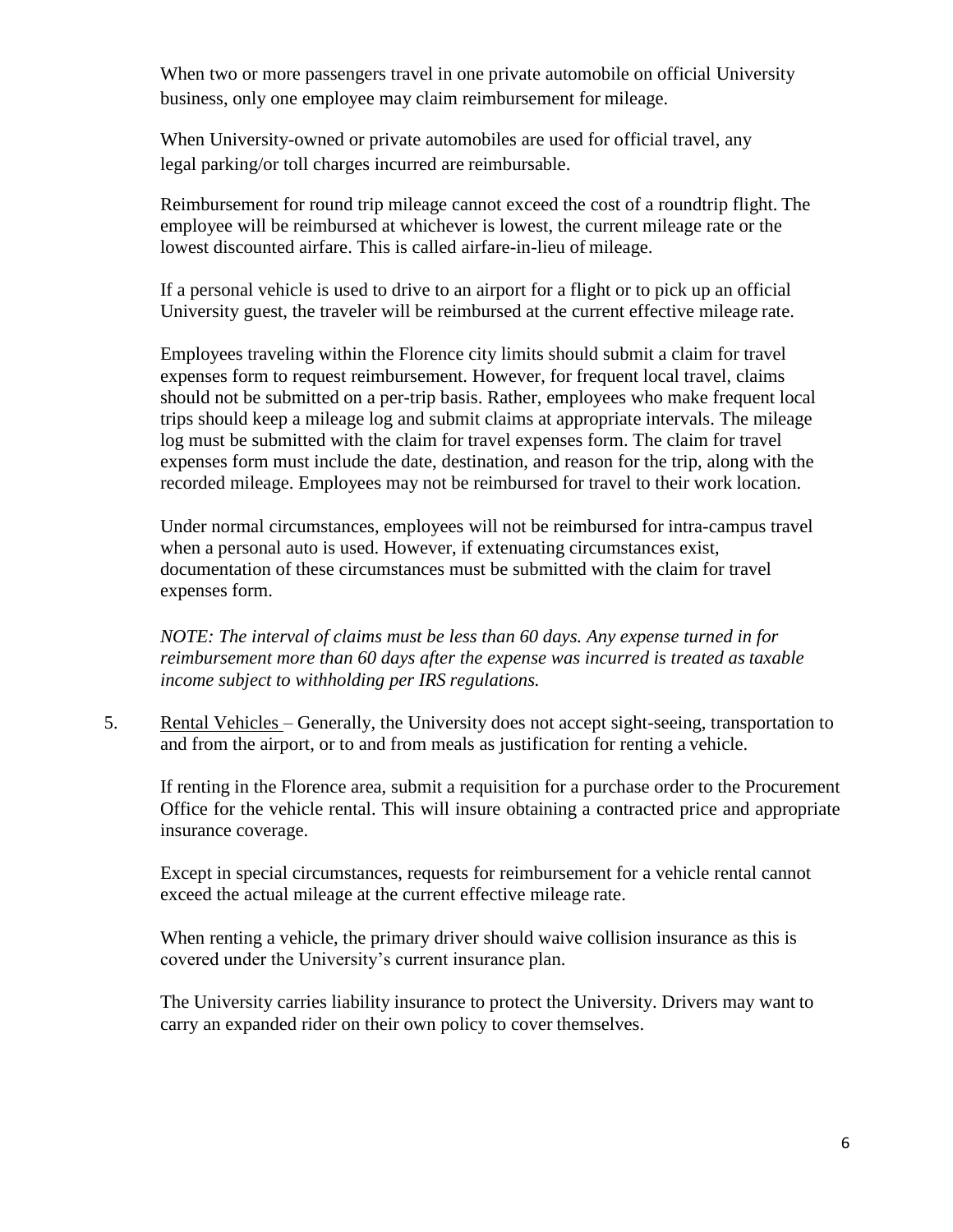When two or more passengers travel in one private automobile on official University business, only one employee may claim reimbursement for mileage.

When University-owned or private automobiles are used for official travel, any legal parking/or toll charges incurred are reimbursable.

Reimbursement for round trip mileage cannot exceed the cost of a roundtrip flight. The employee will be reimbursed at whichever is lowest, the current mileage rate or the lowest discounted airfare. This is called airfare-in-lieu of mileage.

If a personal vehicle is used to drive to an airport for a flight or to pick up an official University guest, the traveler will be reimbursed at the current effective mileage rate.

Employees traveling within the Florence city limits should submit a claim for travel expenses form to request reimbursement. However, for frequent local travel, claims should not be submitted on a per-trip basis. Rather, employees who make frequent local trips should keep a mileage log and submit claims at appropriate intervals. The mileage log must be submitted with the claim for travel expenses form. The claim for travel expenses form must include the date, destination, and reason for the trip, along with the recorded mileage. Employees may not be reimbursed for travel to their work location.

Under normal circumstances, employees will not be reimbursed for intra-campus travel when a personal auto is used. However, if extenuating circumstances exist, documentation of these circumstances must be submitted with the claim for travel expenses form.

*NOTE: The interval of claims must be less than 60 days. Any expense turned in for reimbursement more than 60 days after the expense was incurred is treated as taxable income subject to withholding per IRS regulations.*

5. Rental Vehicles – Generally, the University does not accept sight-seeing, transportation to and from the airport, or to and from meals as justification for renting a vehicle.

   If renting in the Florence area, submit a requisition for a purchase order to the Procurement Office for the vehicle rental. This will insure obtaining a contracted price and appropriate insurance coverage.

   Except in special circumstances, requests for reimbursement for a vehicle rental cannot exceed the actual mileage at the current effective mileage rate.

   When renting a vehicle, the primary driver should waive collision insurance as this is covered under the University's current insurance plan.

   The University carries liability insurance to protect the University. Drivers may want to carry an expanded rider on their own policy to cover themselves.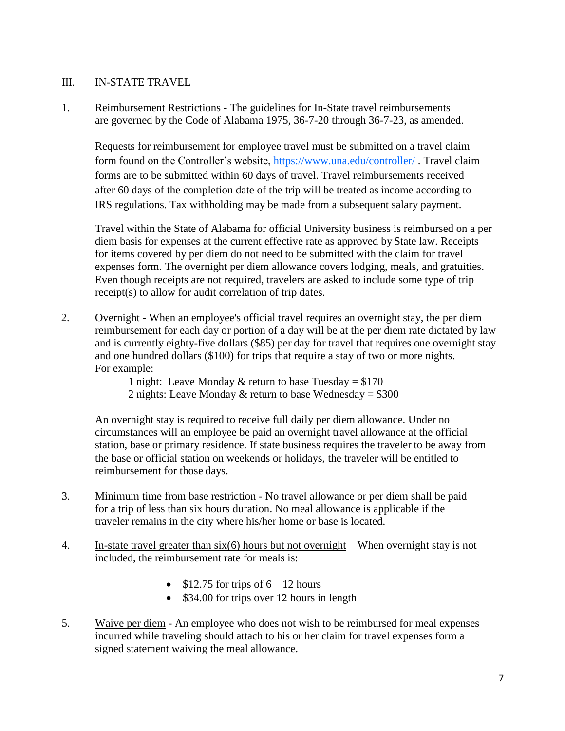## III. IN-STATE TRAVEL

1. Reimbursement Restrictions - The guidelines for In-State travel reimbursements are governed by the Code of Alabama 1975, 36-7-20 through 36-7-23, as amended.

   Requests for reimbursement for employee travel must be submitted on a travel claim form found on the Controller's website, [https://www.una.edu/controller/](https://www.una.edu/controller/) . Travel claim forms are to be submitted within 60 days of travel. Travel reimbursements received after 60 days of the completion date of the trip will be treated as income according to IRS regulations. Tax withholding may be made from a subsequent salary payment.

   Travel within the State of Alabama for official University business is reimbursed on a per diem basis for expenses at the current effective rate as approved by State law. Receipts for items covered by per diem do not need to be submitted with the claim for travel expenses form. The overnight per diem allowance covers lodging, meals, and gratuities. Even though receipts are not required, travelers are asked to include some type of trip receipt(s) to allow for audit correlation of trip dates.

2. Overnight - When an employee's official travel requires an overnight stay, the per diem reimbursement for each day or portion of a day will be at the per diem rate dictated by law and is currently eighty-five dollars ($85) per day for travel that requires one overnight stay and one hundred dollars ($100) for trips that require a stay of two or more nights. For example:

   1 night: Leave Monday & return to base Tuesday = $170
   2 nights: Leave Monday & return to base Wednesday = $300

   An overnight stay is required to receive full daily per diem allowance. Under no circumstances will an employee be paid an overnight travel allowance at the official station, base or primary residence. If state business requires the traveler to be away from the base or official station on weekends or holidays, the traveler will be entitled to reimbursement for those days.

3. Minimum time from base restriction - No travel allowance or per diem shall be paid for a trip of less than six hours duration. No meal allowance is applicable if the traveler remains in the city where his/her home or base is located.

4. In-state travel greater than six(6) hours but not overnight – When overnight stay is not included, the reimbursement rate for meals is:

   - $12.75 for trips of 6 – 12 hours
   - $34.00 for trips over 12 hours in length

5. Waive per diem - An employee who does not wish to be reimbursed for meal expenses incurred while traveling should attach to his or her claim for travel expenses form a signed statement waiving the meal allowance.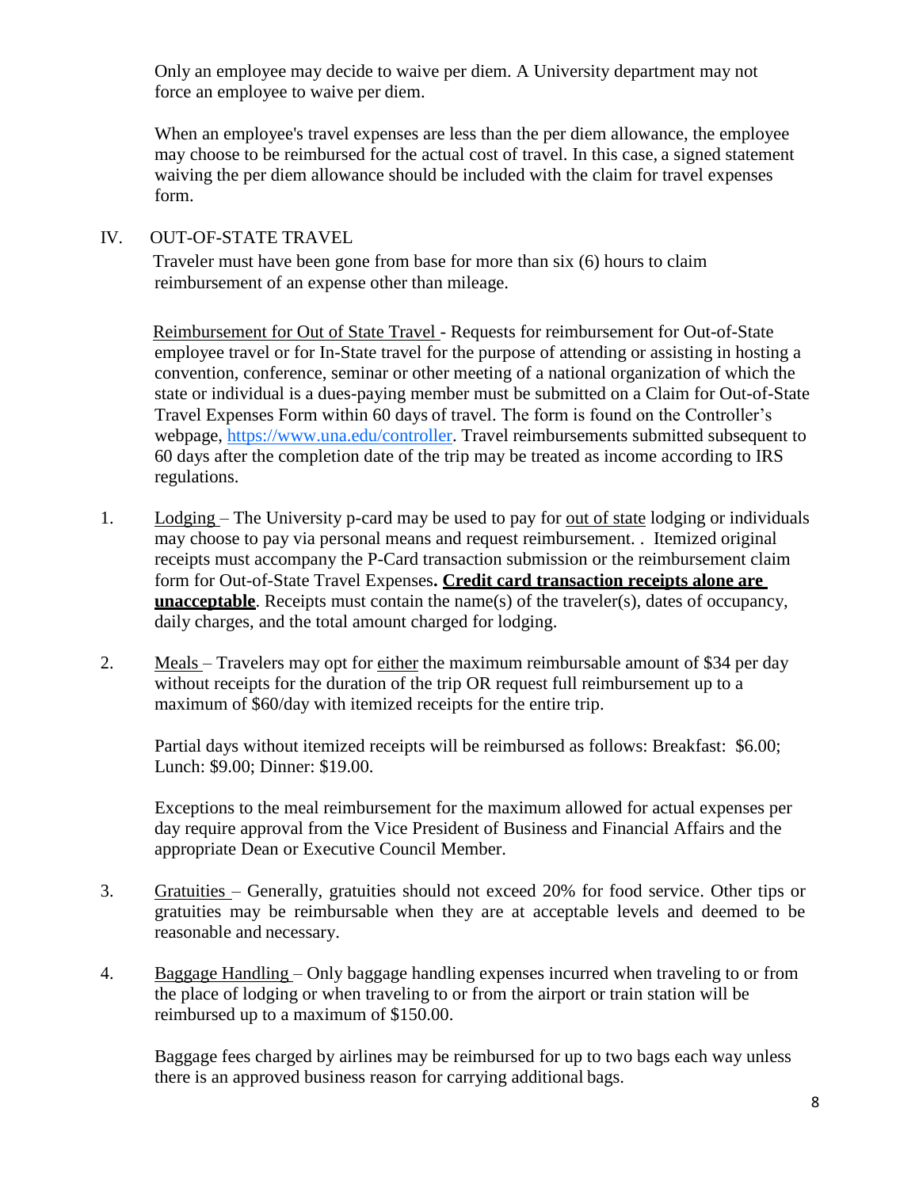Only an employee may decide to waive per diem. A University department may not force an employee to waive per diem.

When an employee's travel expenses are less than the per diem allowance, the employee may choose to be reimbursed for the actual cost of travel. In this case, a signed statement waiving the per diem allowance should be included with the claim for travel expenses form.

## IV. OUT-OF-STATE TRAVEL

Traveler must have been gone from base for more than six (6) hours to claim reimbursement of an expense other than mileage.

Reimbursement for Out of State Travel - Requests for reimbursement for Out-of-State employee travel or for In-State travel for the purpose of attending or assisting in hosting a convention, conference, seminar or other meeting of a national organization of which the state or individual is a dues-paying member must be submitted on a Claim for Out-of-State Travel Expenses Form within 60 days of travel. The form is found on the Controller's webpage, https://www.una.edu/controller. Travel reimbursements submitted subsequent to 60 days after the completion date of the trip may be treated as income according to IRS regulations.

1. Lodging – The University p-card may be used to pay for out of state lodging or individuals may choose to pay via personal means and request reimbursement. . Itemized original receipts must accompany the P-Card transaction submission or the reimbursement claim form for Out-of-State Travel Expenses**. Credit card transaction receipts alone are unacceptable**. Receipts must contain the name(s) of the traveler(s), dates of occupancy, daily charges, and the total amount charged for lodging.

2. Meals – Travelers may opt for either the maximum reimbursable amount of $34 per day without receipts for the duration of the trip OR request full reimbursement up to a maximum of $60/day with itemized receipts for the entire trip.

   Partial days without itemized receipts will be reimbursed as follows: Breakfast: $6.00; Lunch: $9.00; Dinner: $19.00.

   Exceptions to the meal reimbursement for the maximum allowed for actual expenses per day require approval from the Vice President of Business and Financial Affairs and the appropriate Dean or Executive Council Member.

3. Gratuities – Generally, gratuities should not exceed 20% for food service. Other tips or gratuities may be reimbursable when they are at acceptable levels and deemed to be reasonable and necessary.

4. Baggage Handling – Only baggage handling expenses incurred when traveling to or from the place of lodging or when traveling to or from the airport or train station will be reimbursed up to a maximum of $150.00.

   Baggage fees charged by airlines may be reimbursed for up to two bags each way unless there is an approved business reason for carrying additional bags.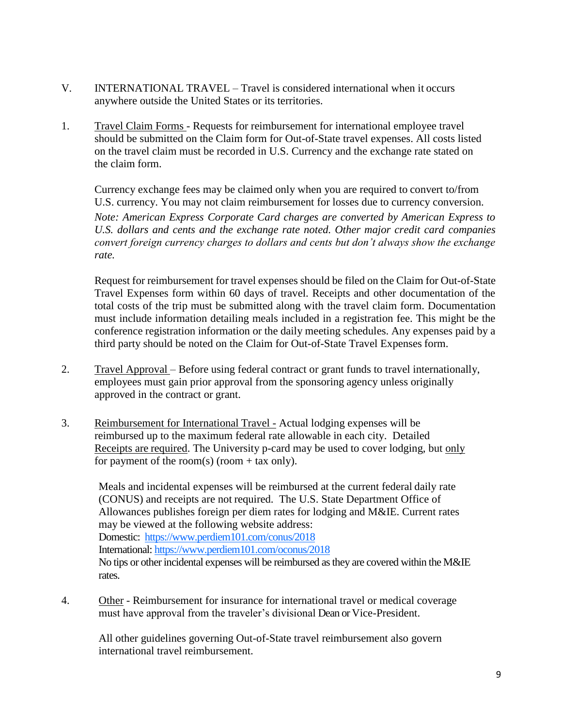V. INTERNATIONAL TRAVEL – Travel is considered international when it occurs anywhere outside the United States or its territories.

1. Travel Claim Forms - Requests for reimbursement for international employee travel should be submitted on the Claim form for Out-of-State travel expenses. All costs listed on the travel claim must be recorded in U.S. Currency and the exchange rate stated on the claim form.

   Currency exchange fees may be claimed only when you are required to convert to/from U.S. currency. You may not claim reimbursement for losses due to currency conversion.

   *Note: American Express Corporate Card charges are converted by American Express to U.S. dollars and cents and the exchange rate noted. Other major credit card companies convert foreign currency charges to dollars and cents but don't always show the exchange rate.*

   Request for reimbursement for travel expenses should be filed on the Claim for Out-of-State Travel Expenses form within 60 days of travel. Receipts and other documentation of the total costs of the trip must be submitted along with the travel claim form. Documentation must include information detailing meals included in a registration fee. This might be the conference registration information or the daily meeting schedules. Any expenses paid by a third party should be noted on the Claim for Out-of-State Travel Expenses form.

2. Travel Approval – Before using federal contract or grant funds to travel internationally, employees must gain prior approval from the sponsoring agency unless originally approved in the contract or grant.

3. Reimbursement for International Travel - Actual lodging expenses will be reimbursed up to the maximum federal rate allowable in each city. Detailed Receipts are required. The University p-card may be used to cover lodging, but only for payment of the room(s) (room + tax only).

   Meals and incidental expenses will be reimbursed at the current federal daily rate (CONUS) and receipts are not required. The U.S. State Department Office of Allowances publishes foreign per diem rates for lodging and M&IE. Current rates may be viewed at the following website address:
   Domestic: https://www.perdiem101.com/conus/2018
   International: https://www.perdiem101.com/oconus/2018
   No tips or other incidental expenses will be reimbursed as they are covered within the M&IE rates.

4. Other - Reimbursement for insurance for international travel or medical coverage must have approval from the traveler's divisional Dean or Vice-President.

   All other guidelines governing Out-of-State travel reimbursement also govern international travel reimbursement.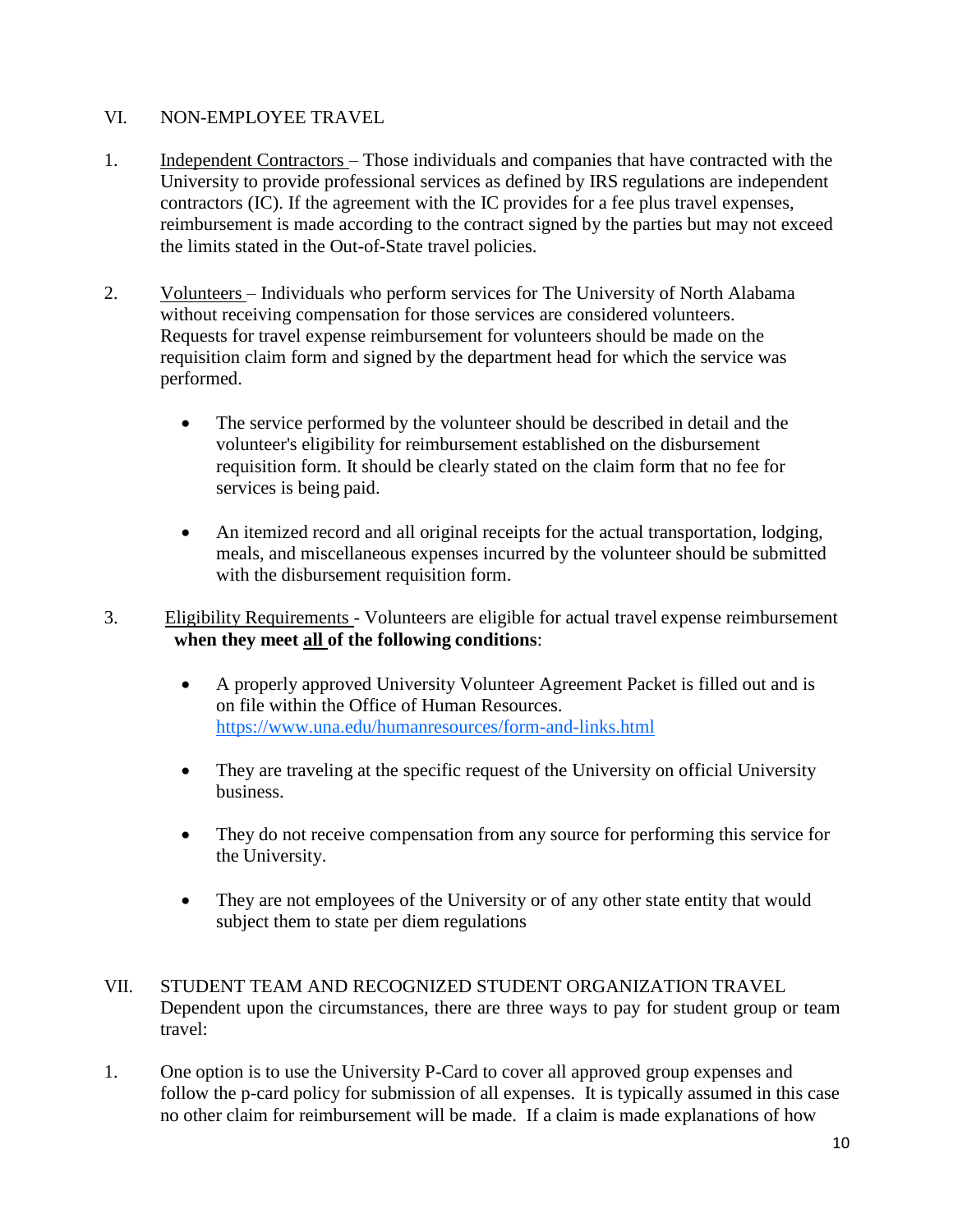## VI. NON-EMPLOYEE TRAVEL

1. Independent Contractors – Those individuals and companies that have contracted with the University to provide professional services as defined by IRS regulations are independent contractors (IC). If the agreement with the IC provides for a fee plus travel expenses, reimbursement is made according to the contract signed by the parties but may not exceed the limits stated in the Out-of-State travel policies.

2. Volunteers – Individuals who perform services for The University of North Alabama without receiving compensation for those services are considered volunteers. Requests for travel expense reimbursement for volunteers should be made on the requisition claim form and signed by the department head for which the service was performed.

   - The service performed by the volunteer should be described in detail and the volunteer's eligibility for reimbursement established on the disbursement requisition form. It should be clearly stated on the claim form that no fee for services is being paid.

   - An itemized record and all original receipts for the actual transportation, lodging, meals, and miscellaneous expenses incurred by the volunteer should be submitted with the disbursement requisition form.

3. Eligibility Requirements - Volunteers are eligible for actual travel expense reimbursement **when they meet all of the following conditions**:

   - A properly approved University Volunteer Agreement Packet is filled out and is on file within the Office of Human Resources. https://www.una.edu/humanresources/form-and-links.html

   - They are traveling at the specific request of the University on official University business.

   - They do not receive compensation from any source for performing this service for the University.

   - They are not employees of the University or of any other state entity that would subject them to state per diem regulations

## VII. STUDENT TEAM AND RECOGNIZED STUDENT ORGANIZATION TRAVEL

Dependent upon the circumstances, there are three ways to pay for student group or team travel:

1. One option is to use the University P-Card to cover all approved group expenses and follow the p-card policy for submission of all expenses. It is typically assumed in this case no other claim for reimbursement will be made. If a claim is made explanations of how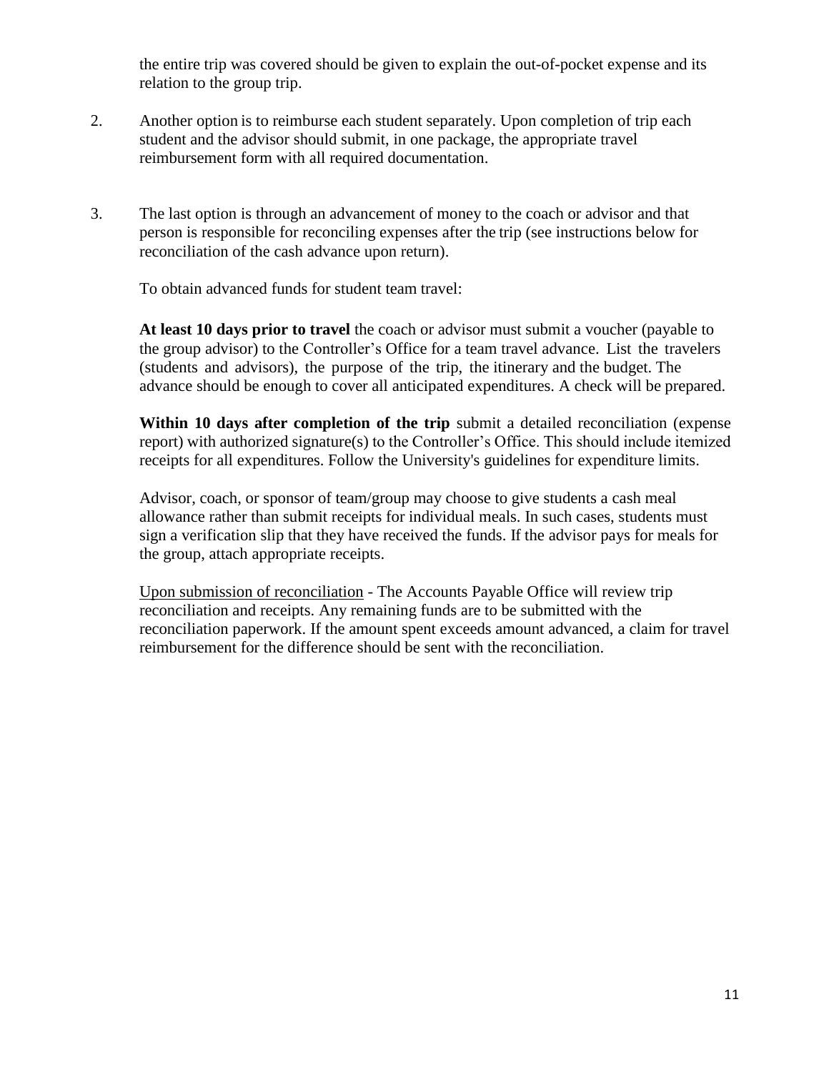the entire trip was covered should be given to explain the out-of-pocket expense and its relation to the group trip.

2. Another option is to reimburse each student separately. Upon completion of trip each student and the advisor should submit, in one package, the appropriate travel reimbursement form with all required documentation.

3. The last option is through an advancement of money to the coach or advisor and that person is responsible for reconciling expenses after the trip (see instructions below for reconciliation of the cash advance upon return).

   To obtain advanced funds for student team travel:

   **At least 10 days prior to travel** the coach or advisor must submit a voucher (payable to the group advisor) to the Controller's Office for a team travel advance. List the travelers (students and advisors), the purpose of the trip, the itinerary and the budget. The advance should be enough to cover all anticipated expenditures. A check will be prepared.

   **Within 10 days after completion of the trip** submit a detailed reconciliation (expense report) with authorized signature(s) to the Controller's Office. This should include itemized receipts for all expenditures. Follow the University's guidelines for expenditure limits.

   Advisor, coach, or sponsor of team/group may choose to give students a cash meal allowance rather than submit receipts for individual meals. In such cases, students must sign a verification slip that they have received the funds. If the advisor pays for meals for the group, attach appropriate receipts.

   <u>Upon submission of reconciliation</u> - The Accounts Payable Office will review trip reconciliation and receipts. Any remaining funds are to be submitted with the reconciliation paperwork. If the amount spent exceeds amount advanced, a claim for travel reimbursement for the difference should be sent with the reconciliation.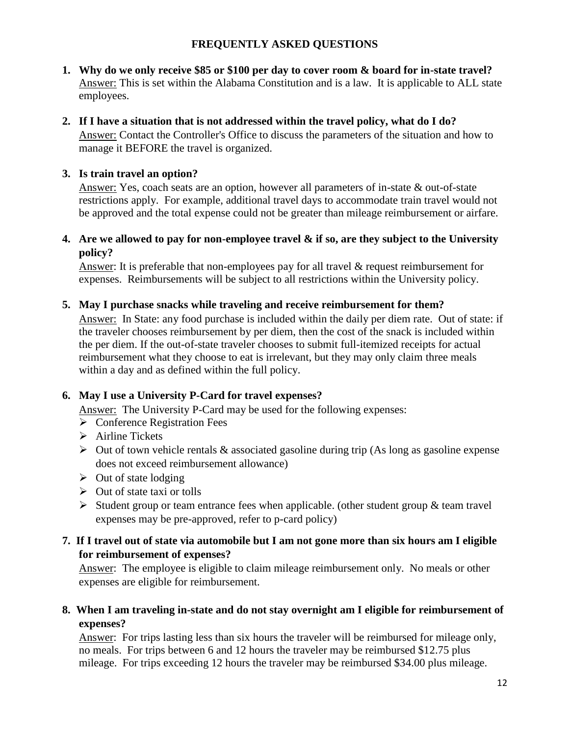## FREQUENTLY ASKED QUESTIONS

1. **Why do we only receive $85 or $100 per day to cover room & board for in-state travel?**
   Answer: This is set within the Alabama Constitution and is a law. It is applicable to ALL state employees.

2. **If I have a situation that is not addressed within the travel policy, what do I do?**
   Answer: Contact the Controller's Office to discuss the parameters of the situation and how to manage it BEFORE the travel is organized.

3. **Is train travel an option?**
   Answer: Yes, coach seats are an option, however all parameters of in-state & out-of-state restrictions apply. For example, additional travel days to accommodate train travel would not be approved and the total expense could not be greater than mileage reimbursement or airfare.

4. **Are we allowed to pay for non-employee travel & if so, are they subject to the University policy?**
   Answer: It is preferable that non-employees pay for all travel & request reimbursement for expenses. Reimbursements will be subject to all restrictions within the University policy.

5. **May I purchase snacks while traveling and receive reimbursement for them?**
   Answer: In State: any food purchase is included within the daily per diem rate. Out of state: if the traveler chooses reimbursement by per diem, then the cost of the snack is included within the per diem. If the out-of-state traveler chooses to submit full-itemized receipts for actual reimbursement what they choose to eat is irrelevant, but they may only claim three meals within a day and as defined within the full policy.

6. **May I use a University P-Card for travel expenses?**
   Answer: The University P-Card may be used for the following expenses:
   - Conference Registration Fees
   - Airline Tickets
   - Out of town vehicle rentals & associated gasoline during trip (As long as gasoline expense does not exceed reimbursement allowance)
   - Out of state lodging
   - Out of state taxi or tolls
   - Student group or team entrance fees when applicable. (other student group & team travel expenses may be pre-approved, refer to p-card policy)

7. **If I travel out of state via automobile but I am not gone more than six hours am I eligible for reimbursement of expenses?**
   Answer: The employee is eligible to claim mileage reimbursement only. No meals or other expenses are eligible for reimbursement.

8. **When I am traveling in-state and do not stay overnight am I eligible for reimbursement of expenses?**
   Answer: For trips lasting less than six hours the traveler will be reimbursed for mileage only, no meals. For trips between 6 and 12 hours the traveler may be reimbursed $12.75 plus mileage. For trips exceeding 12 hours the traveler may be reimbursed $34.00 plus mileage.